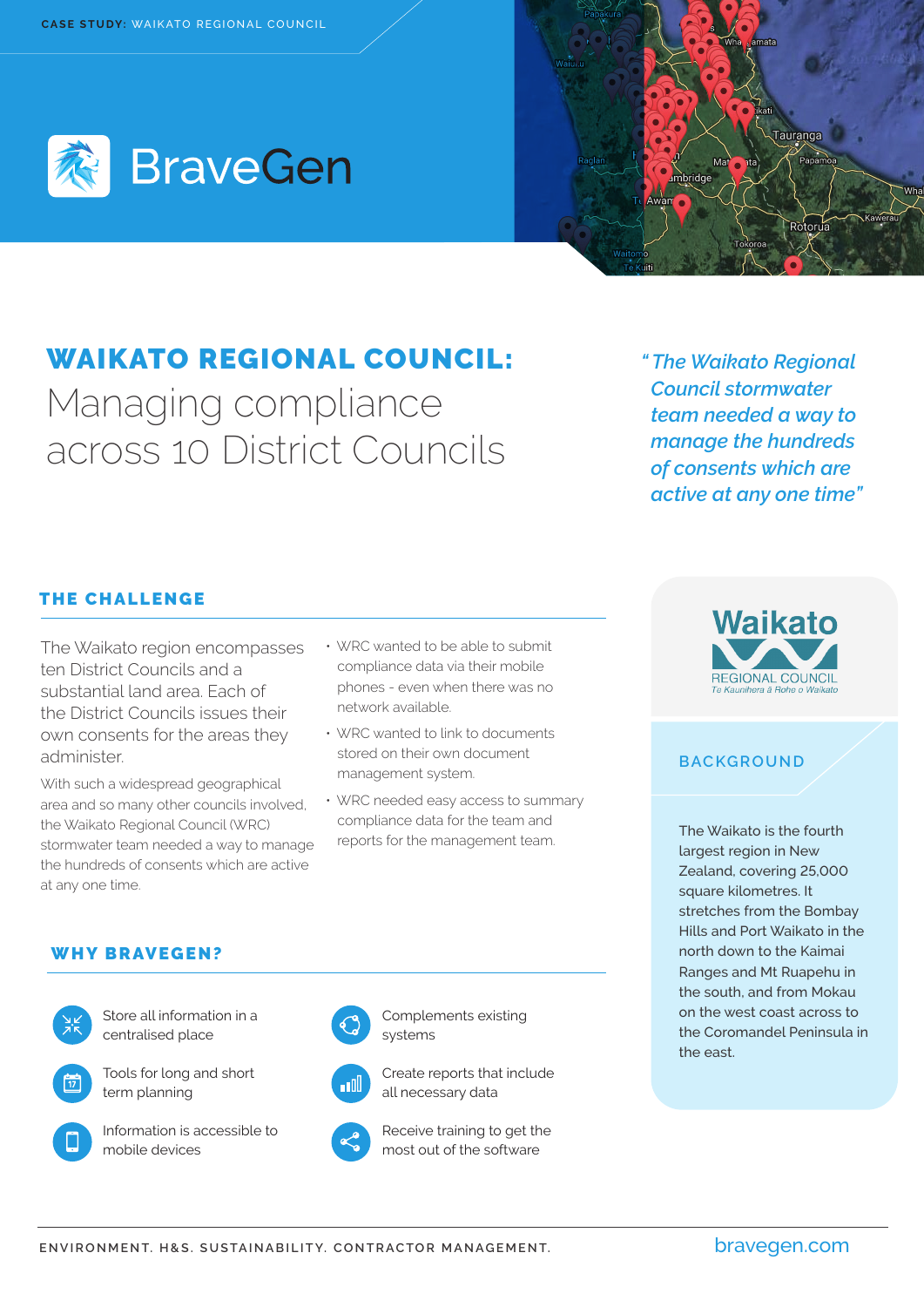CASE STUDY: WAIKATO REGIONAL COUNCIL

BraveGen

# WAIKATO REGIONAL COUNCIL: Managing compliance across 10 District Councils

*"The Waikato Regional Council stormwater team needed a way to manage the hundreds of consents which are active at any one time"*

## THE CHALLENGE

The Waikato region encompasses ten District Councils and a substantial land area. Each of the District Councils issues their own consents for the areas they administer.

With such a widespread geographical area and so many other councils involved, the Waikato Regional Council (WRC) stormwater team needed a way to manage the hundreds of consents which are active at any one time.

- WRC wanted to be able to submit compliance data via their mobile phones - even when there was no network available.
- WRC wanted to link to documents stored on their own document management system.
- WRC needed easy access to summary compliance data for the team and reports for the management team.

## WHY BRAVEGEN?

- Store all information in a centralised place
- Tools for long and short term planning
- Information is accessible to mobile devices
- Complements existing systems
- Create reports that include all necessary data
- Receive training to get the most out of the software

Waikato REGIONAL COUNCIL Te Kaunihera ā Rohe o Waikato

## BACKGROUND

The Waikato is the fourth largest region in New Zealand, covering 25,000 square kilometres. It stretches from the Bombay Hills and Port Waikato in the north down to the Kaimai Ranges and Mt Ruapehu in the south, and from Mokau on the west coast across to the Coromandel Peninsula in the east.

ENVIRONMENT. H&S. SUSTAINABILITY. CONTRACTOR MANAGEMENT.

bravegen.com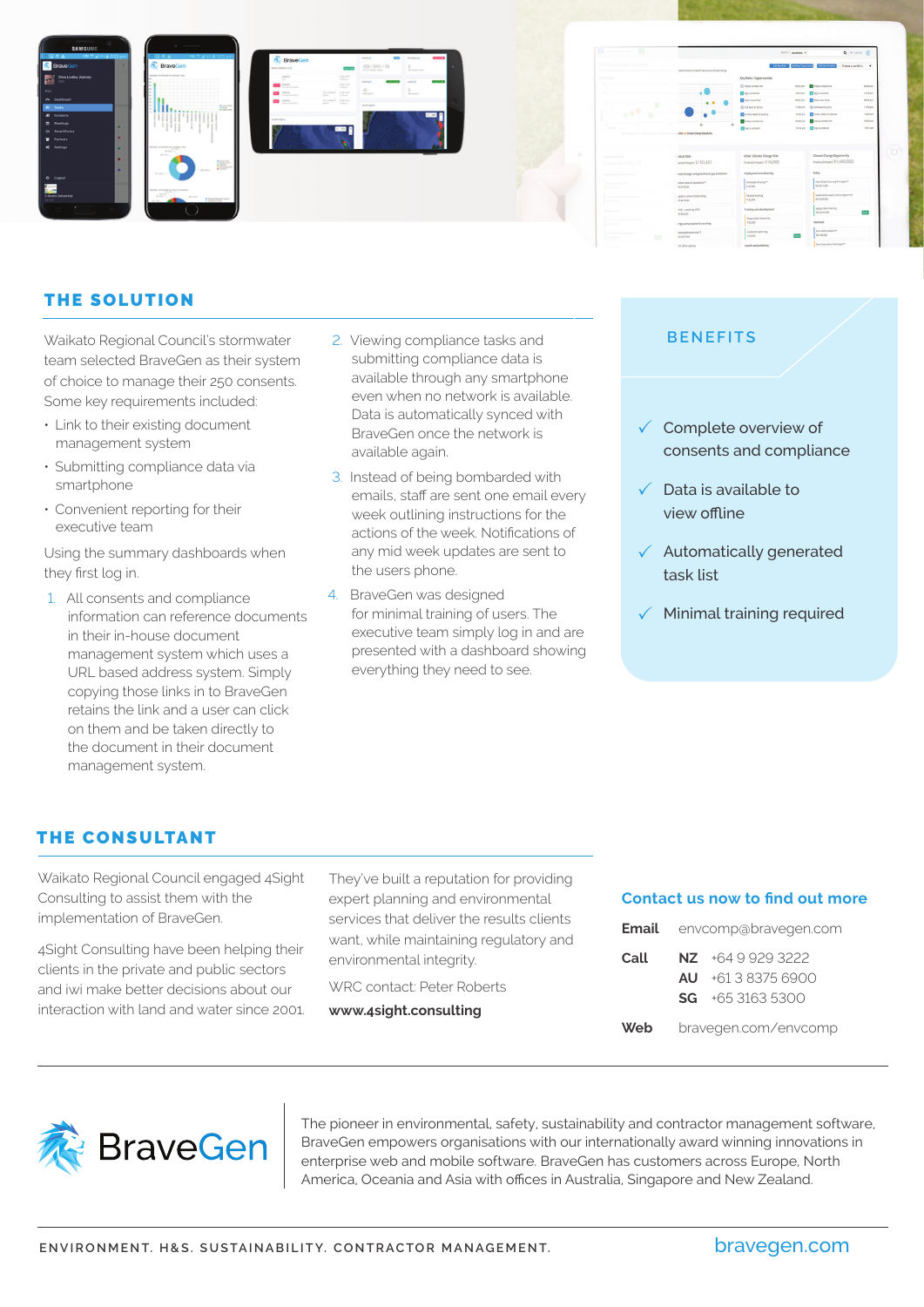## THE SOLUTION

Waikato Regional Council's stormwater team selected BraveGen as their system of choice to manage their 250 consents. Some key requirements included:

- Link to their existing document management system
- Submitting compliance data via smartphone
- Convenient reporting for their executive team

Using the summary dashboards when they first log in.

1. All consents and compliance information can reference documents in their in-house document management system which uses a URL based address system. Simply copying those links in to BraveGen retains the link and a user can click on them and be taken directly to the document in their document management system.
2. Viewing compliance tasks and submitting compliance data is available through any smartphone even when no network is available. Data is automatically synced with BraveGen once the network is available again.
3. Instead of being bombarded with emails, staff are sent one email every week outlining instructions for the actions of the week. Notifications of any mid week updates are sent to the users phone.
4. BraveGen was designed for minimal training of users. The executive team simply log in and are presented with a dashboard showing everything they need to see.

### BENEFITS

- ✓ Complete overview of consents and compliance
- ✓ Data is available to view offline
- ✓ Automatically generated task list
- ✓ Minimal training required

## THE CONSULTANT

Waikato Regional Council engaged 4Sight Consulting to assist them with the implementation of BraveGen.

4Sight Consulting have been helping their clients in the private and public sectors and iwi make better decisions about our interaction with land and water since 2001.

They've built a reputation for providing expert planning and environmental services that deliver the results clients want, while maintaining regulatory and environmental integrity.

WRC contact: Peter Roberts

**www.4sight.consulting**

### Contact us now to find out more

**Email** envcomp@bravegen.com

**Call**
**NZ** +64 9 929 3222
**AU** +61 3 8375 6900
**SG** +65 3163 5300

**Web** bravegen.com/envcomp

BraveGen

The pioneer in environmental, safety, sustainability and contractor management software, BraveGen empowers organisations with our internationally award winning innovations in enterprise web and mobile software. BraveGen has customers across Europe, North America, Oceania and Asia with offices in Australia, Singapore and New Zealand.

ENVIRONMENT. H&S. SUSTAINABILITY. CONTRACTOR MANAGEMENT.

bravegen.com